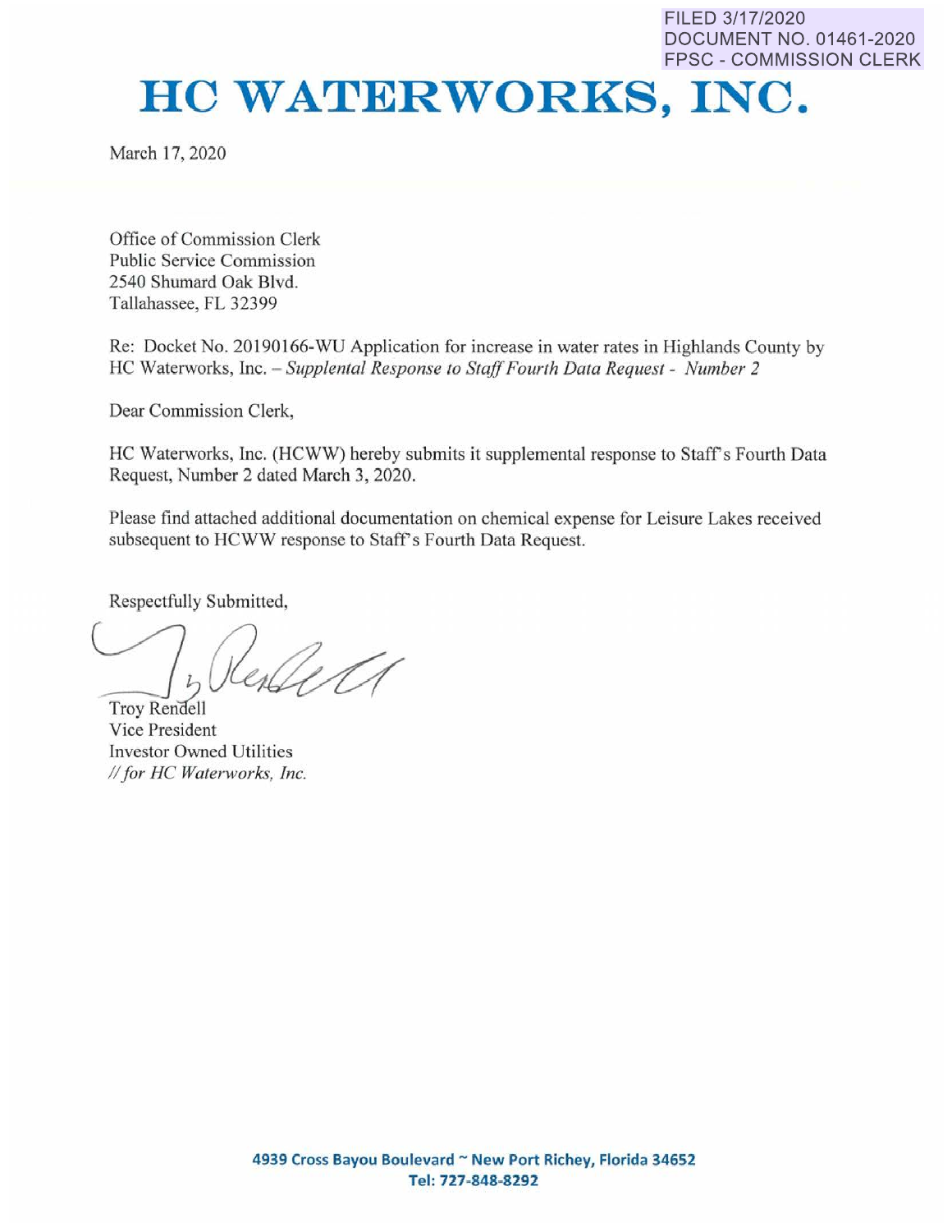FILED 3/17/2020
DOCUMENT NO. 01461-2020
FPSC - COMMISSION CLERK

# HC WATERWORKS, INC.

March 17, 2020

Office of Commission Clerk
Public Service Commission
2540 Shumard Oak Blvd.
Tallahassee, FL 32399

Re: Docket No. 20190166-WU Application for increase in water rates in Highlands County by HC Waterworks, Inc. – *Supplental Response to Staff Fourth Data Request - Number 2*

Dear Commission Clerk,

HC Waterworks, Inc. (HCWW) hereby submits it supplemental response to Staff's Fourth Data Request, Number 2 dated March 3, 2020.

Please find attached additional documentation on chemical expense for Leisure Lakes received subsequent to HCWW response to Staff's Fourth Data Request.

Respectfully Submitted,

Troy Rendell
Vice President
Investor Owned Utilities
*// for HC Waterworks, Inc.*

**4939 Cross Bayou Boulevard ~ New Port Richey, Florida 34652**
**Tel: 727-848-8292**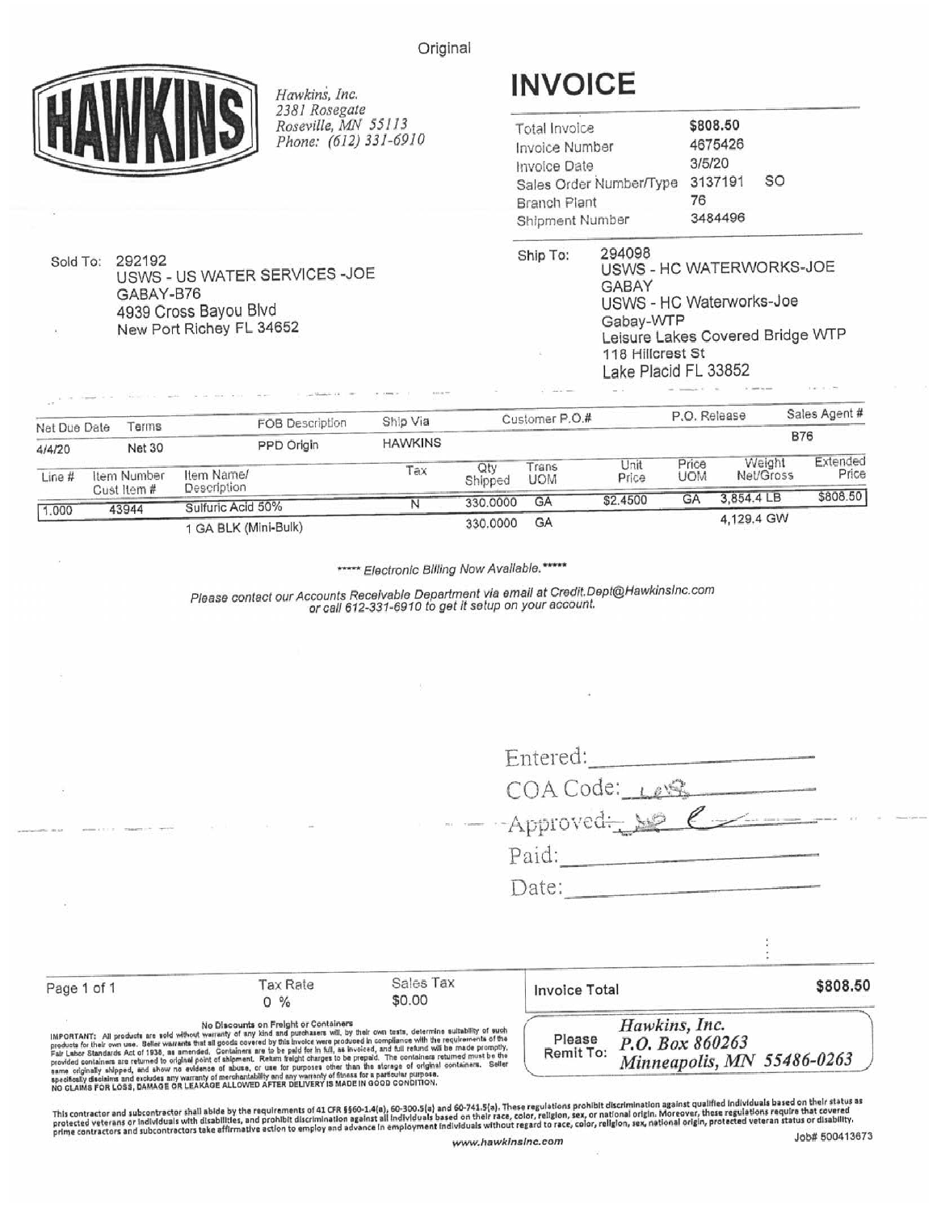Original

# HAWKINS

*Hawkins, Inc.*
*2381 Rosegate*
*Roseville, MN 55113*
*Phone: (612) 331-6910*

# INVOICE

| | |
|---|---|
| Total Invoice | $808.50 |
| Invoice Number | 4675426 |
| Invoice Date | 3/5/20 |
| Sales Order Number/Type | 3137191 SO |
| Branch Plant | 76 |
| Shipment Number | 3484496 |

Sold To: 292192
USWS - US WATER SERVICES -JOE GABAY-B76
4939 Cross Bayou Blvd
New Port Richey FL 34652

Ship To: 294098
USWS - HC WATERWORKS-JOE GABAY
USWS - HC Waterworks-Joe Gabay-WTP
Leisure Lakes Covered Bridge WTP
118 Hillcrest St
Lake Placid FL 33852

| Net Due Date | Terms | FOB Description | Ship Via | Customer P.O.# | P.O. Release | Sales Agent # |
|---|---|---|---|---|---|---|
| 4/4/20 | Net 30 | PPD Origin | HAWKINS | | | B76 |

| Line # | Item Number Cust Item # | Item Name/ Description | Tax | Qty Shipped | Trans UOM | Unit Price | Price UOM | Weight Net/Gross | Extended Price |
|---|---|---|---|---|---|---|---|---|---|
| 1.000 | 43944 | Sulfuric Acid 50% | N | 330.0000 | GA | $2.4500 | GA | 3,854.4 LB | $808.50 |
| | | 1 GA BLK (Mini-Bulk) | | 330.0000 | GA | | | 4,129.4 GW | |

*\*\*\*\*\* Electronic Billing Now Available.\*\*\*\*\**

*Please contact our Accounts Receivable Department via email at Credit.Dept@HawkinsInc.com or call 612-331-6910 to get it setup on your account.*

Entered: ___________
COA Code: ___________
Approved: ___________
Paid: ___________
Date: ___________

| Page 1 of 1 | Tax Rate | Sales Tax | Invoice Total | $808.50 |
|---|---|---|---|---|
| | 0 % | $0.00 | | |

**No Discounts on Freight or Containers**

IMPORTANT: All products are sold without warranty of any kind and purchasers will, by their own tests, determine suitability of such products for their own use. Seller warrants that all goods covered by this invoice were produced in compliance with the requirements of the Fair Labor Standards Act of 1938, as amended. Containers are to be paid for in full, as invoiced, and full refund will be made promptly, provided containers are returned to original point of shipment. Return freight charges to be prepaid. The containers returned must be the same originally shipped, and show no evidence of abuse, or use for purposes other than the storage of original containers. Seller specifically disclaims and excludes any warranty of merchantability and any warranty of fitness for a particular purpose.
NO CLAIMS FOR LOSS, DAMAGE OR LEAKAGE ALLOWED AFTER DELIVERY IS MADE IN GOOD CONDITION.

Please Remit To: *Hawkins, Inc. P.O. Box 860263 Minneapolis, MN 55486-0263*

This contractor and subcontractor shall abide by the requirements of 41 CFR §§60-1.4(a), 60-300.5(a) and 60-741.5(a). These regulations prohibit discrimination against qualified individuals based on their status as protected veterans or individuals with disabilities, and prohibit discrimination against all individuals based on their race, color, religion, sex, or national origin. Moreover, these regulations require that covered prime contractors and subcontractors take affirmative action to employ and advance in employment individuals without regard to race, color, religion, sex, national origin, protected veteran status or disability.

www.hawkinsinc.com

Job# 500413673